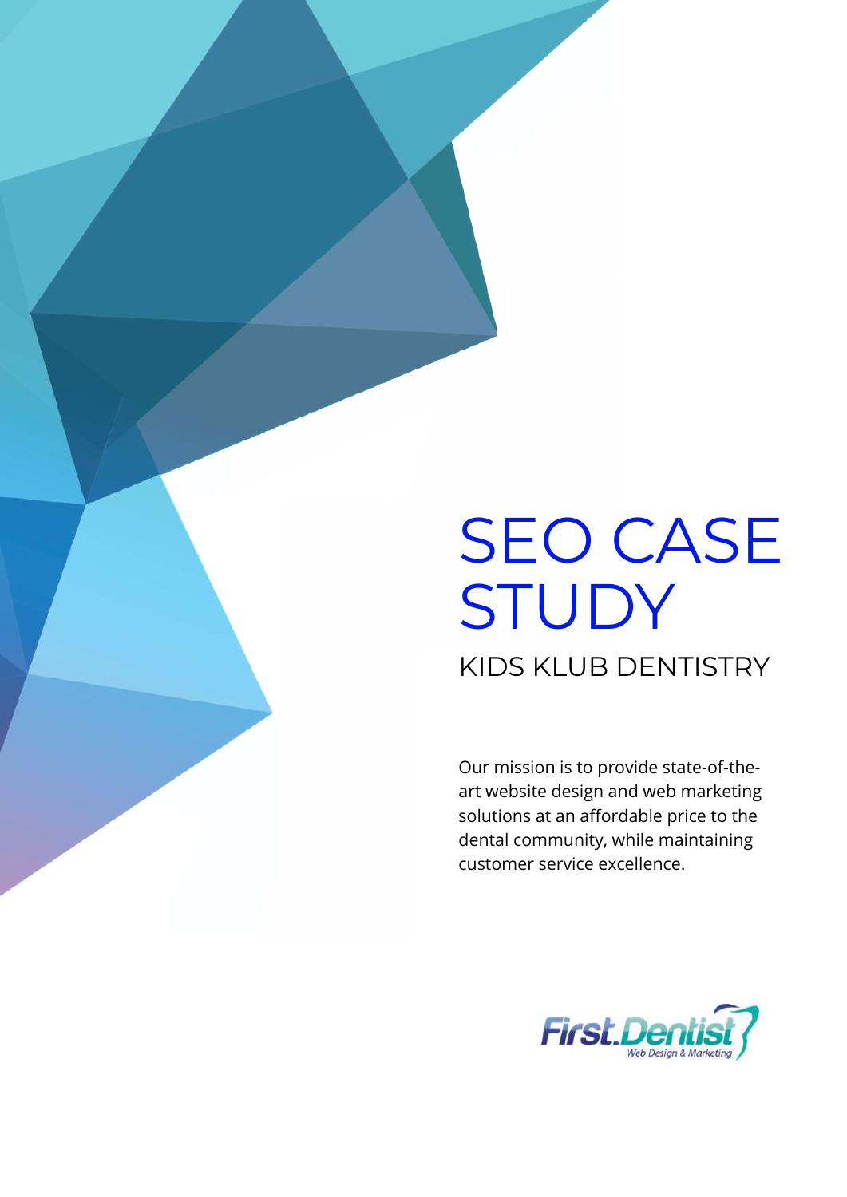# SEO CASE STUDY

## KIDS KLUB DENTISTRY

Our mission is to provide state-of-the-art website design and web marketing solutions at an affordable price to the dental community, while maintaining customer service excellence.

First.Dentist
Web Design & Marketing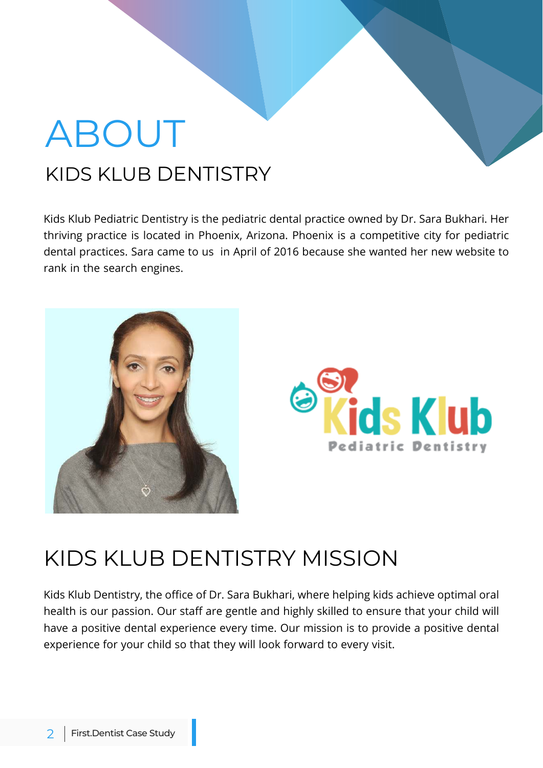# ABOUT

## KIDS KLUB DENTISTRY

Kids Klub Pediatric Dentistry is the pediatric dental practice owned by Dr. Sara Bukhari. Her thriving practice is located in Phoenix, Arizona. Phoenix is a competitive city for pediatric dental practices. Sara came to us in April of 2016 because she wanted her new website to rank in the search engines.

## KIDS KLUB DENTISTRY MISSION

Kids Klub Dentistry, the office of Dr. Sara Bukhari, where helping kids achieve optimal oral health is our passion. Our staff are gentle and highly skilled to ensure that your child will have a positive dental experience every time. Our mission is to provide a positive dental experience for your child so that they will look forward to every visit.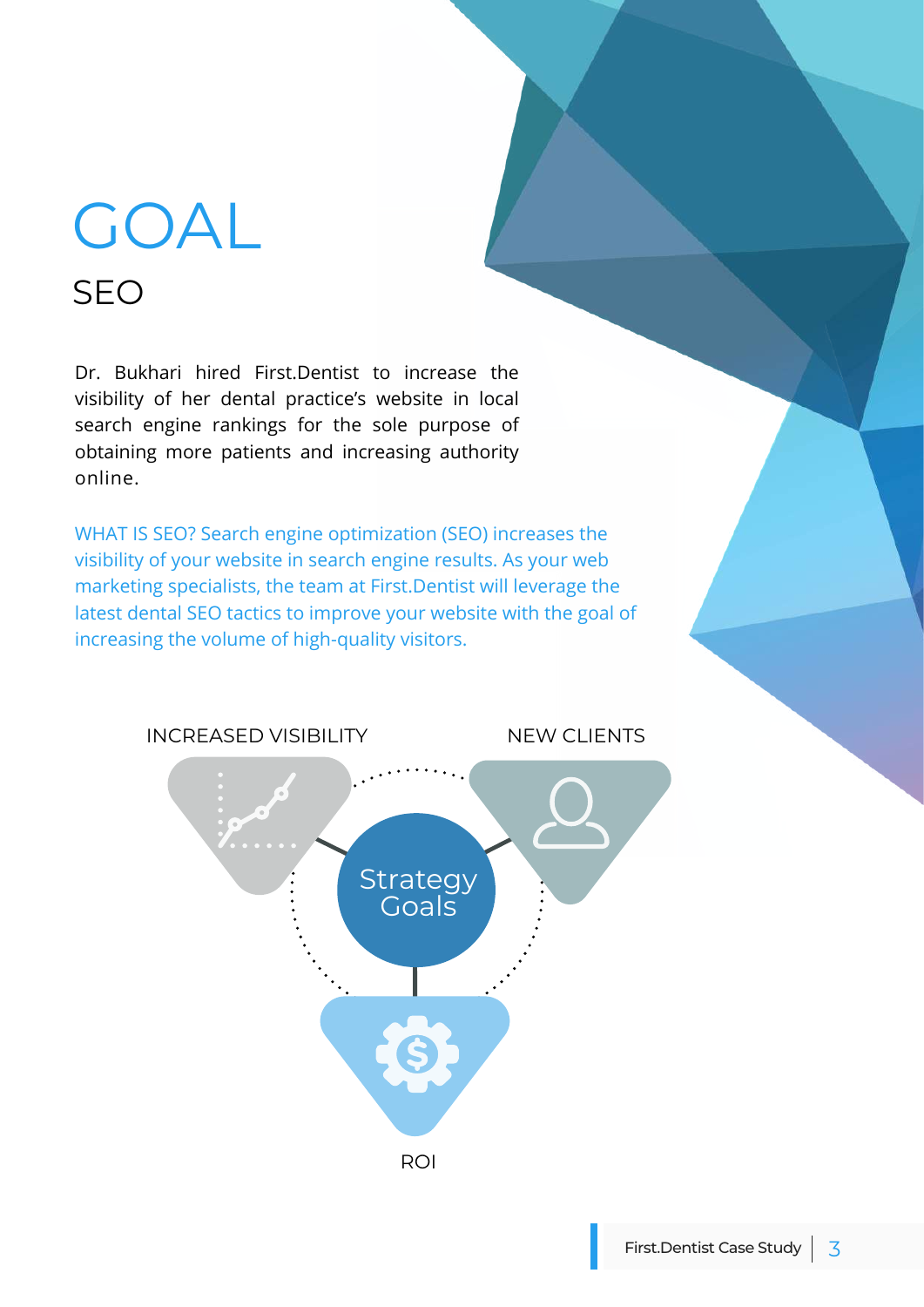# GOAL

## SEO

Dr. Bukhari hired First.Dentist to increase the visibility of her dental practice's website in local search engine rankings for the sole purpose of obtaining more patients and increasing authority online.

WHAT IS SEO? Search engine optimization (SEO) increases the visibility of your website in search engine results. As your web marketing specialists, the team at First.Dentist will leverage the latest dental SEO tactics to improve your website with the goal of increasing the volume of high-quality visitors.

INCREASED VISIBILITY

NEW CLIENTS

Strategy Goals

ROI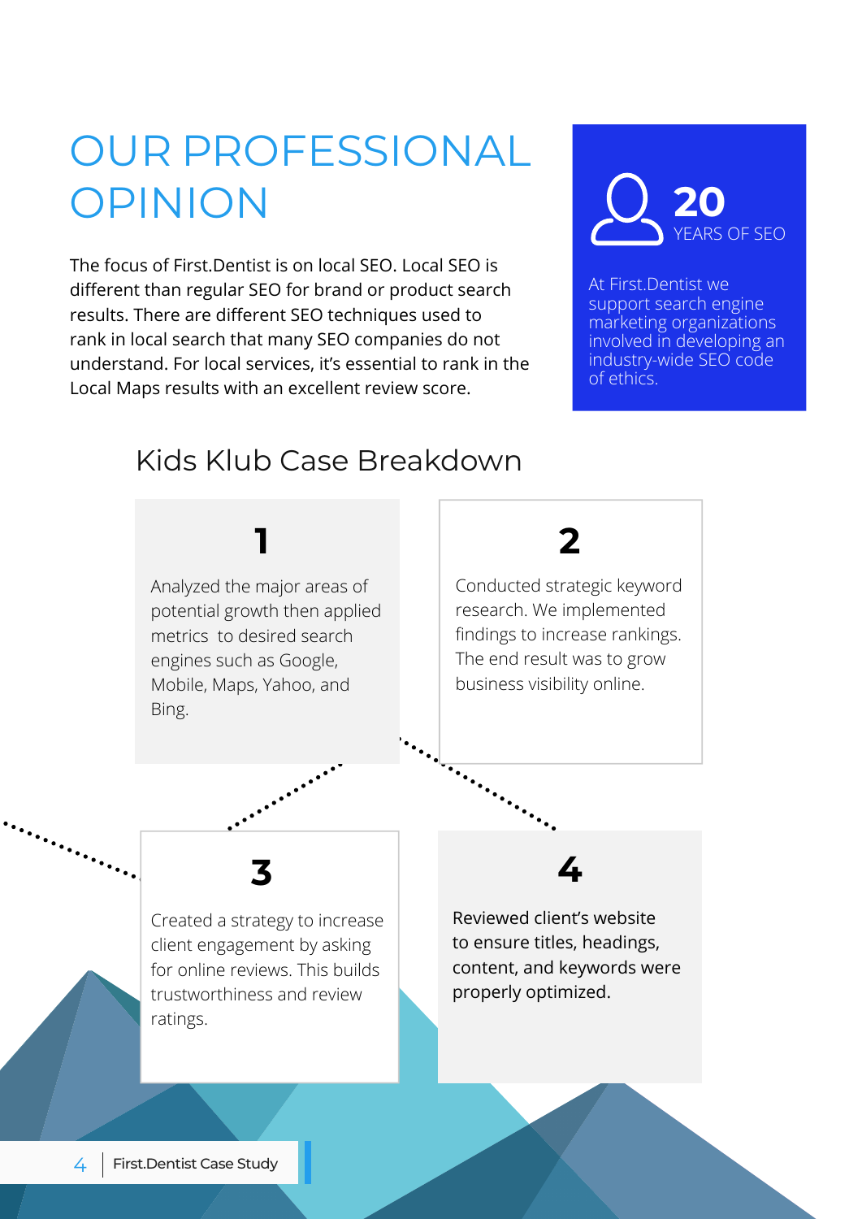# OUR PROFESSIONAL OPINION

The focus of First.Dentist is on local SEO. Local SEO is different than regular SEO for brand or product search results. There are different SEO techniques used to rank in local search that many SEO companies do not understand. For local services, it's essential to rank in the Local Maps results with an excellent review score.

**20**
YEARS OF SEO

At First.Dentist we support search engine marketing organizations involved in developing an industry-wide SEO code of ethics.

## Kids Klub Case Breakdown

**1**

Analyzed the major areas of potential growth then applied metrics to desired search engines such as Google, Mobile, Maps, Yahoo, and Bing.

**2**

Conducted strategic keyword research. We implemented findings to increase rankings. The end result was to grow business visibility online.

**3**

Created a strategy to increase client engagement by asking for online reviews. This builds trustworthiness and review ratings.

**4**

Reviewed client's website to ensure titles, headings, content, and keywords were properly optimized.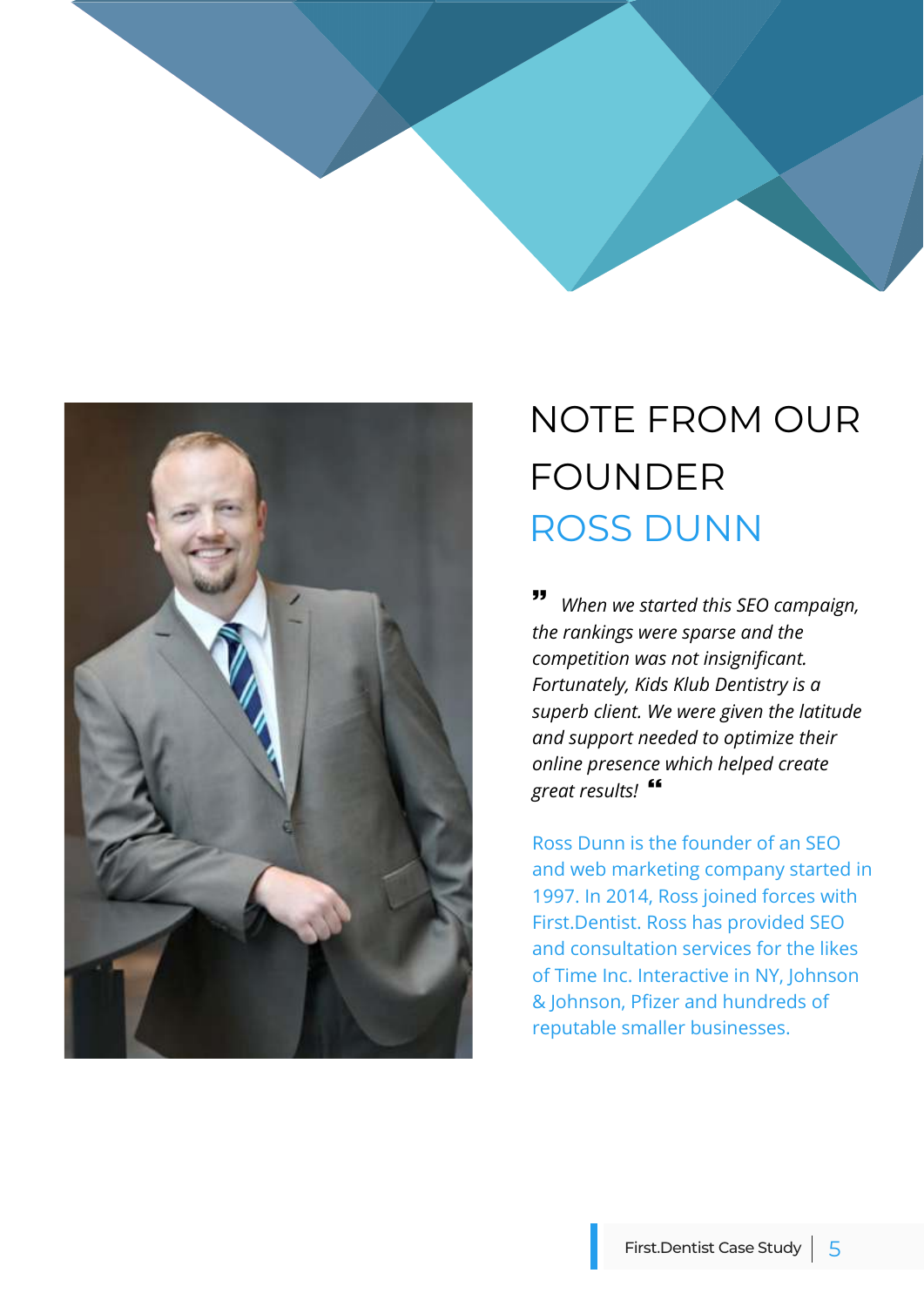# NOTE FROM OUR FOUNDER

## ROSS DUNN

*" When we started this SEO campaign, the rankings were sparse and the competition was not insignificant. Fortunately, Kids Klub Dentistry is a superb client. We were given the latitude and support needed to optimize their online presence which helped create great results! "*

Ross Dunn is the founder of an SEO and web marketing company started in 1997. In 2014, Ross joined forces with First.Dentist. Ross has provided SEO and consultation services for the likes of Time Inc. Interactive in NY, Johnson & Johnson, Pfizer and hundreds of reputable smaller businesses.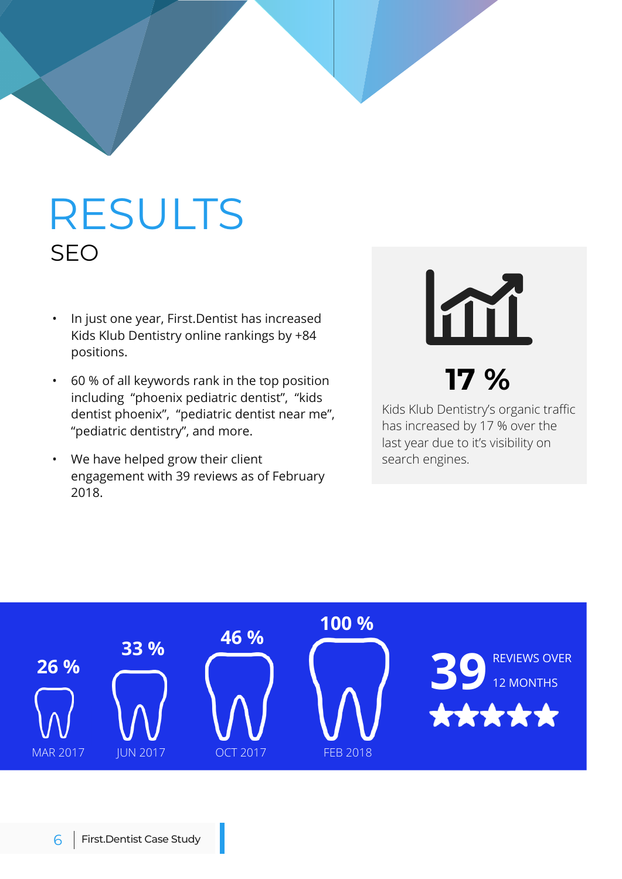# RESULTS

## SEO

- In just one year, First.Dentist has increased Kids Klub Dentistry online rankings by +84 positions.
- 60 % of all keywords rank in the top position including "phoenix pediatric dentist", "kids dentist phoenix", "pediatric dentist near me", "pediatric dentistry", and more.
- We have helped grow their client engagement with 39 reviews as of February 2018.

**17 %**

Kids Klub Dentistry's organic traffic has increased by 17 % over the last year due to it's visibility on search engines.

| MAR 2017 | JUN 2017 | OCT 2017 | FEB 2018 |
| --- | --- | --- | --- |
| 26 % | 33 % | 46 % | 100 % |

**39** REVIEWS OVER 12 MONTHS

★★★★★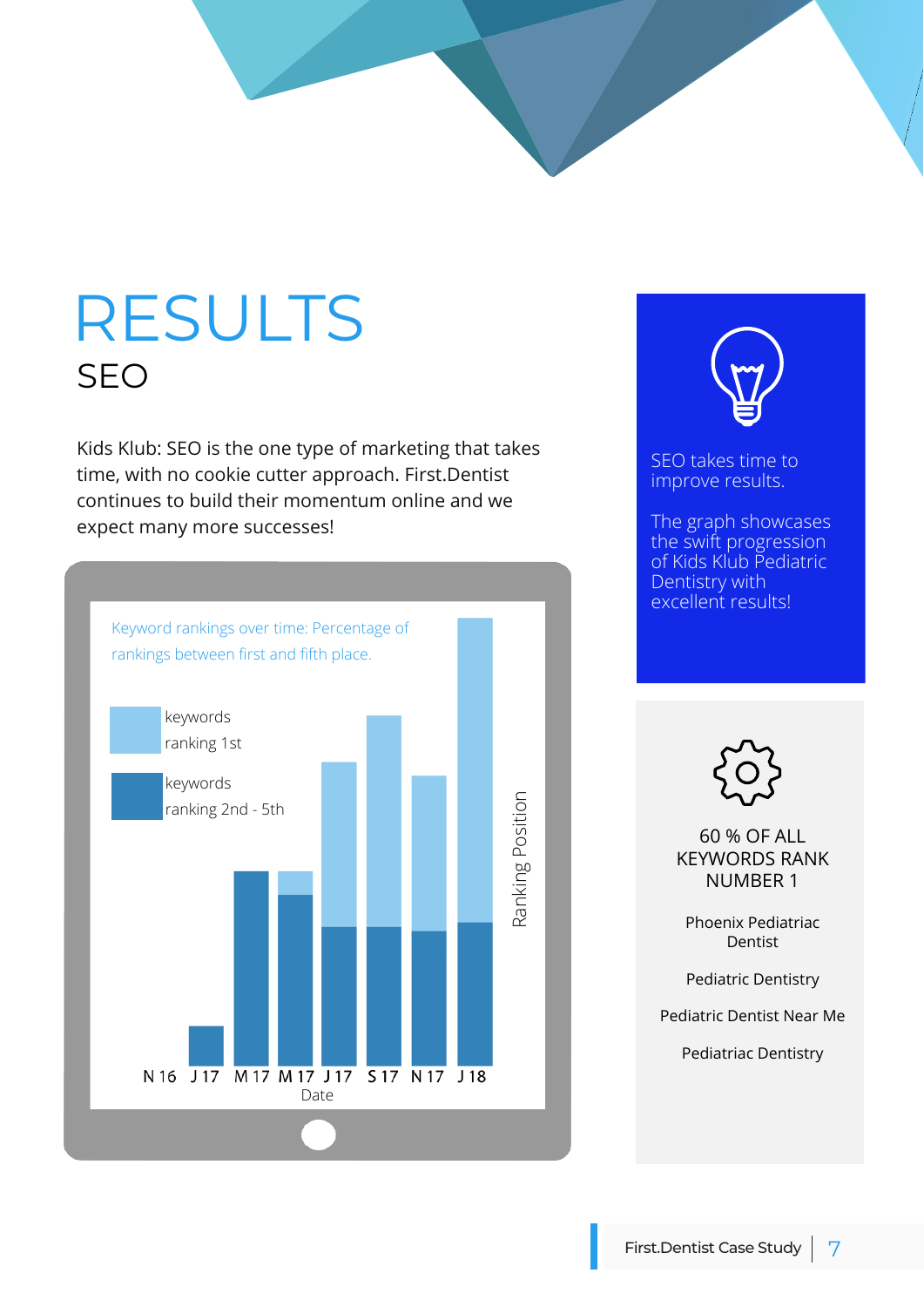# RESULTS

## SEO

Kids Klub: SEO is the one type of marketing that takes time, with no cookie cutter approach. First.Dentist continues to build their momentum online and we expect many more successes!

Keyword rankings over time: Percentage of rankings between first and fifth place.

keywords ranking 1st

keywords ranking 2nd - 5th

Ranking Position

N 16 J 17 M 17 M 17 J 17 S 17 N 17 J 18

Date

SEO takes time to improve results.

The graph showcases the swift progression of Kids Klub Pediatric Dentistry with excellent results!

60 % OF ALL KEYWORDS RANK NUMBER 1

Phoenix Pediatriac Dentist

Pediatric Dentistry

Pediatric Dentist Near Me

Pediatriac Dentistry